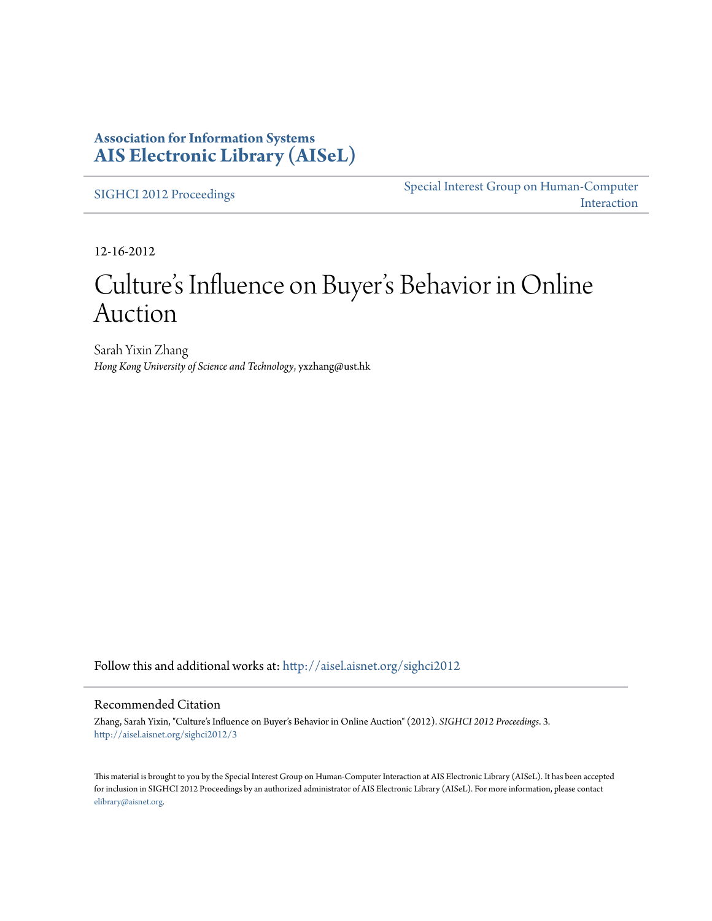**Association for Information Systems**
**AIS Electronic Library (AISeL)**

SIGHCI 2012 Proceedings

Special Interest Group on Human-Computer Interaction

12-16-2012

# Culture's Influence on Buyer's Behavior in Online Auction

Sarah Yixin Zhang
*Hong Kong University of Science and Technology*, yxzhang@ust.hk

Follow this and additional works at: http://aisel.aisnet.org/sighci2012

## Recommended Citation

Zhang, Sarah Yixin, "Culture's Influence on Buyer's Behavior in Online Auction" (2012). *SIGHCI 2012 Proceedings*. 3.
http://aisel.aisnet.org/sighci2012/3

This material is brought to you by the Special Interest Group on Human-Computer Interaction at AIS Electronic Library (AISeL). It has been accepted for inclusion in SIGHCI 2012 Proceedings by an authorized administrator of AIS Electronic Library (AISeL). For more information, please contact elibrary@aisnet.org.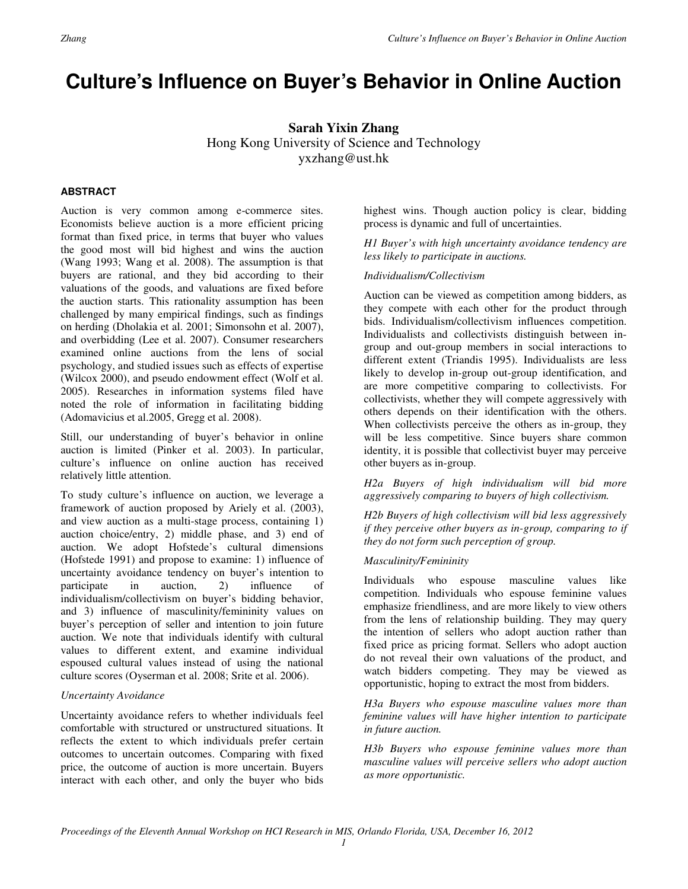# Culture's Influence on Buyer's Behavior in Online Auction

**Sarah Yixin Zhang**
Hong Kong University of Science and Technology
yxzhang@ust.hk

## ABSTRACT

Auction is very common among e-commerce sites. Economists believe auction is a more efficient pricing format than fixed price, in terms that buyer who values the good most will bid highest and wins the auction (Wang 1993; Wang et al. 2008). The assumption is that buyers are rational, and they bid according to their valuations of the goods, and valuations are fixed before the auction starts. This rationality assumption has been challenged by many empirical findings, such as findings on herding (Dholakia et al. 2001; Simonsohn et al. 2007), and overbidding (Lee et al. 2007). Consumer researchers examined online auctions from the lens of social psychology, and studied issues such as effects of expertise (Wilcox 2000), and pseudo endowment effect (Wolf et al. 2005). Researches in information systems filed have noted the role of information in facilitating bidding (Adomavicius et al.2005, Gregg et al. 2008).

Still, our understanding of buyer's behavior in online auction is limited (Pinker et al. 2003). In particular, culture's influence on online auction has received relatively little attention.

To study culture's influence on auction, we leverage a framework of auction proposed by Ariely et al. (2003), and view auction as a multi-stage process, containing 1) auction choice/entry, 2) middle phase, and 3) end of auction. We adopt Hofstede's cultural dimensions (Hofstede 1991) and propose to examine: 1) influence of uncertainty avoidance tendency on buyer's intention to participate in auction, 2) influence of individualism/collectivism on buyer's bidding behavior, and 3) influence of masculinity/femininity values on buyer's perception of seller and intention to join future auction. We note that individuals identify with cultural values to different extent, and examine individual espoused cultural values instead of using the national culture scores (Oyserman et al. 2008; Srite et al. 2006).

*Uncertainty Avoidance*

Uncertainty avoidance refers to whether individuals feel comfortable with structured or unstructured situations. It reflects the extent to which individuals prefer certain outcomes to uncertain outcomes. Comparing with fixed price, the outcome of auction is more uncertain. Buyers interact with each other, and only the buyer who bids highest wins. Though auction policy is clear, bidding process is dynamic and full of uncertainties.

*H1 Buyer's with high uncertainty avoidance tendency are less likely to participate in auctions.*

*Individualism/Collectivism*

Auction can be viewed as competition among bidders, as they compete with each other for the product through bids. Individualism/collectivism influences competition. Individualists and collectivists distinguish between in-group and out-group members in social interactions to different extent (Triandis 1995). Individualists are less likely to develop in-group out-group identification, and are more competitive comparing to collectivists. For collectivists, whether they will compete aggressively with others depends on their identification with the others. When collectivists perceive the others as in-group, they will be less competitive. Since buyers share common identity, it is possible that collectivist buyer may perceive other buyers as in-group.

*H2a Buyers of high individualism will bid more aggressively comparing to buyers of high collectivism.*

*H2b Buyers of high collectivism will bid less aggressively if they perceive other buyers as in-group, comparing to if they do not form such perception of group.*

*Masculinity/Femininity*

Individuals who espouse masculine values like competition. Individuals who espouse feminine values emphasize friendliness, and are more likely to view others from the lens of relationship building. They may query the intention of sellers who adopt auction rather than fixed price as pricing format. Sellers who adopt auction do not reveal their own valuations of the product, and watch bidders competing. They may be viewed as opportunistic, hoping to extract the most from bidders.

*H3a Buyers who espouse masculine values more than feminine values will have higher intention to participate in future auction.*

*H3b Buyers who espouse feminine values more than masculine values will perceive sellers who adopt auction as more opportunistic.*